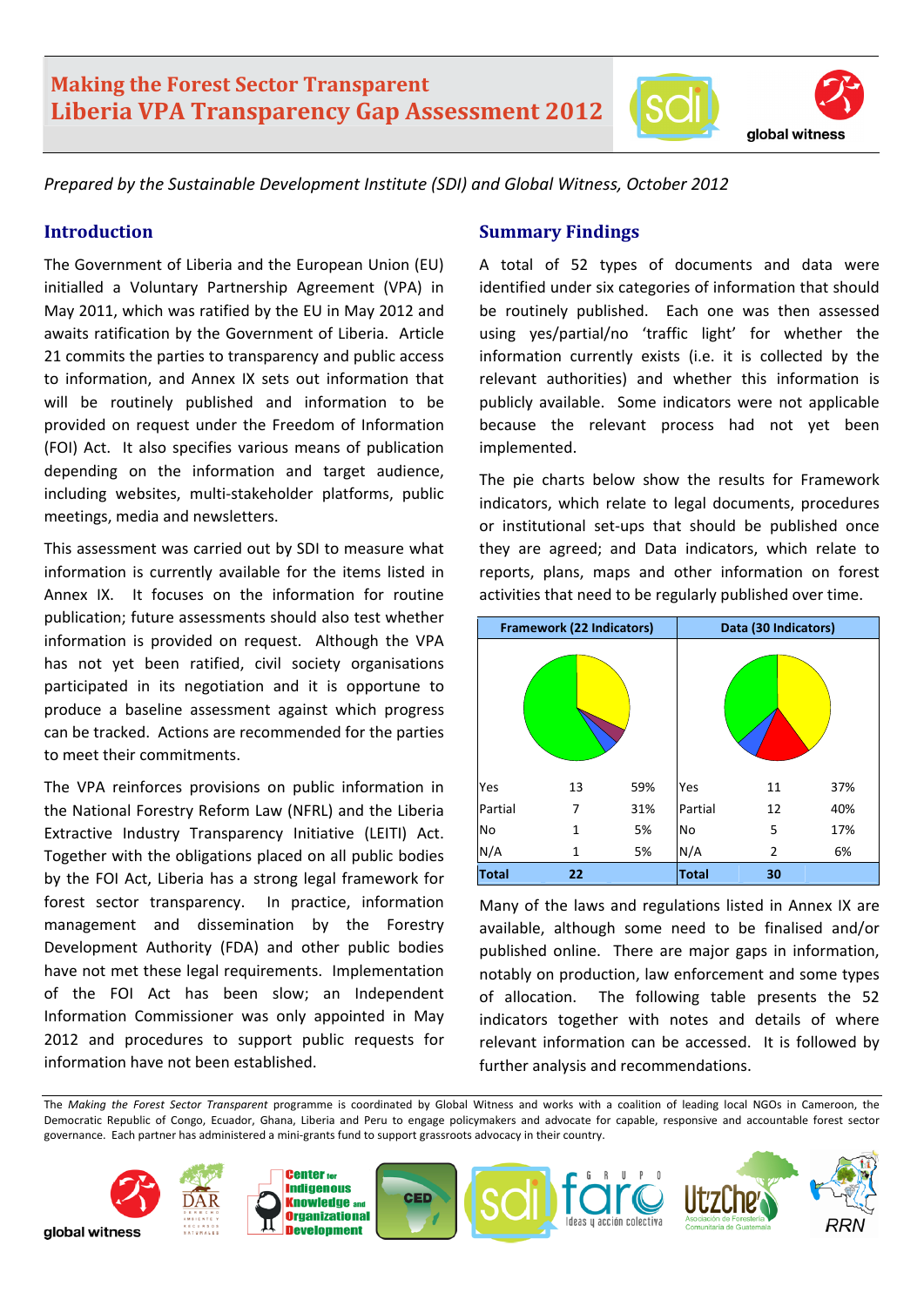# Making the Forest Sector Transparent
# Liberia VPA Transparency Gap Assessment 2012

*Prepared by the Sustainable Development Institute (SDI) and Global Witness, October 2012*

## Introduction

The Government of Liberia and the European Union (EU) initialled a Voluntary Partnership Agreement (VPA) in May 2011, which was ratified by the EU in May 2012 and awaits ratification by the Government of Liberia. Article 21 commits the parties to transparency and public access to information, and Annex IX sets out information that will be routinely published and information to be provided on request under the Freedom of Information (FOI) Act. It also specifies various means of publication depending on the information and target audience, including websites, multi-stakeholder platforms, public meetings, media and newsletters.

This assessment was carried out by SDI to measure what information is currently available for the items listed in Annex IX. It focuses on the information for routine publication; future assessments should also test whether information is provided on request. Although the VPA has not yet been ratified, civil society organisations participated in its negotiation and it is opportune to produce a baseline assessment against which progress can be tracked. Actions are recommended for the parties to meet their commitments.

The VPA reinforces provisions on public information in the National Forestry Reform Law (NFRL) and the Liberia Extractive Industry Transparency Initiative (LEITI) Act. Together with the obligations placed on all public bodies by the FOI Act, Liberia has a strong legal framework for forest sector transparency. In practice, information management and dissemination by the Forestry Development Authority (FDA) and other public bodies have not met these legal requirements. Implementation of the FOI Act has been slow; an Independent Information Commissioner was only appointed in May 2012 and procedures to support public requests for information have not been established.

## Summary Findings

A total of 52 types of documents and data were identified under six categories of information that should be routinely published. Each one was then assessed using yes/partial/no 'traffic light' for whether the information currently exists (i.e. it is collected by the relevant authorities) and whether this information is publicly available. Some indicators were not applicable because the relevant process had not yet been implemented.

The pie charts below show the results for Framework indicators, which relate to legal documents, procedures or institutional set-ups that should be published once they are agreed; and Data indicators, which relate to reports, plans, maps and other information on forest activities that need to be regularly published over time.

| Framework (22 Indicators) | | | Data (30 Indicators) | | |
|---|---|---|---|---|---|
| Yes | 13 | 59% | Yes | 11 | 37% |
| Partial | 7 | 31% | Partial | 12 | 40% |
| No | 1 | 5% | No | 5 | 17% |
| N/A | 1 | 5% | N/A | 2 | 6% |
| **Total** | **22** | | **Total** | **30** | |

Many of the laws and regulations listed in Annex IX are available, although some need to be finalised and/or published online. There are major gaps in information, notably on production, law enforcement and some types of allocation. The following table presents the 52 indicators together with notes and details of where relevant information can be accessed. It is followed by further analysis and recommendations.

The *Making the Forest Sector Transparent* programme is coordinated by Global Witness and works with a coalition of leading local NGOs in Cameroon, the Democratic Republic of Congo, Ecuador, Ghana, Liberia and Peru to engage policymakers and advocate for capable, responsive and accountable forest sector governance. Each partner has administered a mini-grants fund to support grassroots advocacy in their country.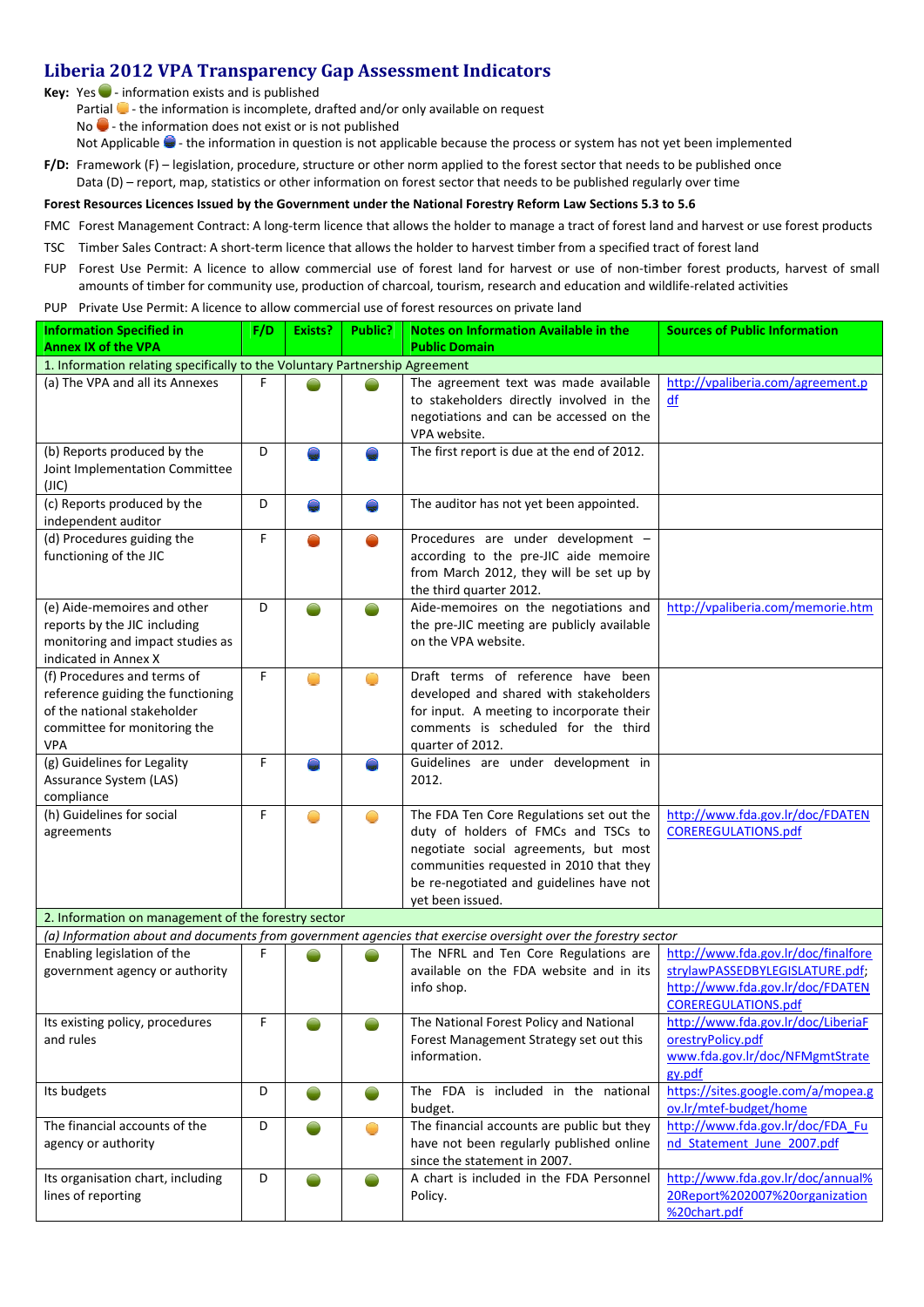# Liberia 2012 VPA Transparency Gap Assessment Indicators

**Key:** Yes 🟢 - information exists and is published
Partial 🟡 - the information is incomplete, drafted and/or only available on request
No 🔴 - the information does not exist or is not published
Not Applicable 🔵 - the information in question is not applicable because the process or system has not yet been implemented

**F/D:** Framework (F) – legislation, procedure, structure or other norm applied to the forest sector that needs to be published once
Data (D) – report, map, statistics or other information on forest sector that needs to be published regularly over time

**Forest Resources Licences Issued by the Government under the National Forestry Reform Law Sections 5.3 to 5.6**

FMC Forest Management Contract: A long-term licence that allows the holder to manage a tract of forest land and harvest or use forest products

TSC Timber Sales Contract: A short-term licence that allows the holder to harvest timber from a specified tract of forest land

FUP Forest Use Permit: A licence to allow commercial use of forest land for harvest or use of non-timber forest products, harvest of small amounts of timber for community use, production of charcoal, tourism, research and education and wildlife-related activities

PUP Private Use Permit: A licence to allow commercial use of forest resources on private land

| Information Specified in Annex IX of the VPA | F/D | Exists? | Public? | Notes on Information Available in the Public Domain | Sources of Public Information |
|---|---|---|---|---|---|
| 1. Information relating specifically to the Voluntary Partnership Agreement | | | | | |
| (a) The VPA and all its Annexes | F | 🟢 | 🟢 | The agreement text was made available to stakeholders directly involved in the negotiations and can be accessed on the VPA website. | http://vpaliberia.com/agreement.pdf |
| (b) Reports produced by the Joint Implementation Committee (JIC) | D | 🔵 | 🔵 | The first report is due at the end of 2012. | |
| (c) Reports produced by the independent auditor | D | 🔵 | 🔵 | The auditor has not yet been appointed. | |
| (d) Procedures guiding the functioning of the JIC | F | 🔴 | 🔴 | Procedures are under development – according to the pre-JIC aide memoire from March 2012, they will be set up by the third quarter 2012. | |
| (e) Aide-memoires and other reports by the JIC including monitoring and impact studies as indicated in Annex X | D | 🟢 | 🟢 | Aide-memoires on the negotiations and the pre-JIC meeting are publicly available on the VPA website. | http://vpaliberia.com/memorie.htm |
| (f) Procedures and terms of reference guiding the functioning of the national stakeholder committee for monitoring the VPA | F | 🟡 | 🟡 | Draft terms of reference have been developed and shared with stakeholders for input. A meeting to incorporate their comments is scheduled for the third quarter of 2012. | |
| (g) Guidelines for Legality Assurance System (LAS) compliance | F | 🔵 | 🔵 | Guidelines are under development in 2012. | |
| (h) Guidelines for social agreements | F | 🟡 | 🟡 | The FDA Ten Core Regulations set out the duty of holders of FMCs and TSCs to negotiate social agreements, but most communities requested in 2010 that they be re-negotiated and guidelines have not yet been issued. | http://www.fda.gov.lr/doc/FDATENCOREREGULATIONS.pdf |
| 2. Information on management of the forestry sector | | | | | |
| *(a) Information about and documents from government agencies that exercise oversight over the forestry sector* | | | | | |
| Enabling legislation of the government agency or authority | F | 🟢 | 🟢 | The NFRL and Ten Core Regulations are available on the FDA website and in its info shop. | http://www.fda.gov.lr/doc/finalforestrylawPASSEDBYLEGISLATURE.pdf; http://www.fda.gov.lr/doc/FDATENCOREREGULATIONS.pdf |
| Its existing policy, procedures and rules | F | 🟢 | 🟢 | The National Forest Policy and National Forest Management Strategy set out this information. | http://www.fda.gov.lr/doc/LiberiaForestryPolicy.pdf www.fda.gov.lr/doc/NFMgmtStrategy.pdf |
| Its budgets | D | 🟢 | 🟢 | The FDA is included in the national budget. | https://sites.google.com/a/mopea.gov.lr/mtef-budget/home |
| The financial accounts of the agency or authority | D | 🟢 | 🟡 | The financial accounts are public but they have not been regularly published online since the statement in 2007. | http://www.fda.gov.lr/doc/FDA_Fund_Statement_June_2007.pdf |
| Its organisation chart, including lines of reporting | D | 🟢 | 🟢 | A chart is included in the FDA Personnel Policy. | http://www.fda.gov.lr/doc/annual%20Report%202007%20organization%20chart.pdf |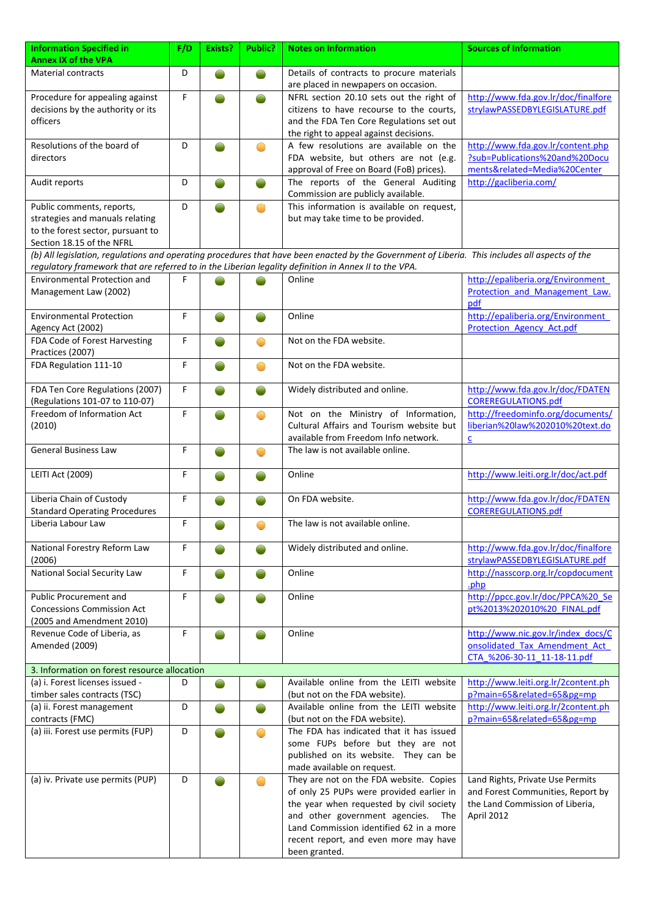| Information Specified in Annex IX of the VPA | F/D | Exists? | Public? | Notes on Information | Sources of Information |
|---|---|---|---|---|---|
| Material contracts | D | 🟢 | 🟢 | Details of contracts to procure materials are placed in newpapers on occasion. | |
| Procedure for appealing against decisions by the authority or its officers | F | 🟢 | 🟢 | NFRL section 20.10 sets out the right of citizens to have recourse to the courts, and the FDA Ten Core Regulations set out the right to appeal against decisions. | http://www.fda.gov.lr/doc/finalforestrylawPASSEDBYLEGISLATURE.pdf |
| Resolutions of the board of directors | D | 🟢 | 🟠 | A few resolutions are available on the FDA website, but others are not (e.g. approval of Free on Board (FoB) prices). | http://www.fda.gov.lr/content.php?sub=Publications%20and%20Documents&related=Media%20Center |
| Audit reports | D | 🟢 | 🟢 | The reports of the General Auditing Commission are publicly available. | http://gacliberia.com/ |
| Public comments, reports, strategies and manuals relating to the forest sector, pursuant to Section 18.15 of the NFRL | D | 🟢 | 🟠 | This information is available on request, but may take time to be provided. | |
| *(b) All legislation, regulations and operating procedures that have been enacted by the Government of Liberia. This includes all aspects of the regulatory framework that are referred to in the Liberian legality definition in Annex II to the VPA.* | | | | | |
| Environmental Protection and Management Law (2002) | F | 🟢 | 🟢 | Online | http://epaliberia.org/Environment_Protection_and_Management_Law.pdf |
| Environmental Protection Agency Act (2002) | F | 🟢 | 🟢 | Online | http://epaliberia.org/Environment_Protection_Agency_Act.pdf |
| FDA Code of Forest Harvesting Practices (2007) | F | 🟢 | 🟠 | Not on the FDA website. | |
| FDA Regulation 111-10 | F | 🟢 | 🟠 | Not on the FDA website. | |
| FDA Ten Core Regulations (2007) (Regulations 101-07 to 110-07) | F | 🟢 | 🟢 | Widely distributed and online. | http://www.fda.gov.lr/doc/FDATENCOREREGULATIONS.pdf |
| Freedom of Information Act (2010) | F | 🟢 | 🟠 | Not on the Ministry of Information, Cultural Affairs and Tourism website but available from Freedom Info network. | http://freedominfo.org/documents/liberian%20law%202010%20text.doc |
| General Business Law | F | 🟢 | 🟠 | The law is not available online. | |
| LEITI Act (2009) | F | 🟢 | 🟢 | Online | http://www.leiti.org.lr/doc/act.pdf |
| Liberia Chain of Custody Standard Operating Procedures | F | 🟢 | 🟢 | On FDA website. | http://www.fda.gov.lr/doc/FDATENCOREREGULATIONS.pdf |
| Liberia Labour Law | F | 🟢 | 🟠 | The law is not available online. | |
| National Forestry Reform Law (2006) | F | 🟢 | 🟢 | Widely distributed and online. | http://www.fda.gov.lr/doc/finalforestrylawPASSEDBYLEGISLATURE.pdf |
| National Social Security Law | F | 🟢 | 🟢 | Online | http://nasscorp.org.lr/copdocument.php |
| Public Procurement and Concessions Commission Act (2005 and Amendment 2010) | F | 🟢 | 🟢 | Online | http://ppcc.gov.lr/doc/PPCA%20_Sept%2013%202010%20_FINAL.pdf |
| Revenue Code of Liberia, as Amended (2009) | F | 🟢 | 🟢 | Online | http://www.nic.gov.lr/index_docs/Consolidated_Tax_Amendment_Act_CTA_%206-30-11_11-18-11.pdf |
| 3. Information on forest resource allocation | | | | | |
| (a) i. Forest licenses issued - timber sales contracts (TSC) | D | 🟢 | 🟢 | Available online from the LEITI website (but not on the FDA website). | http://www.leiti.org.lr/2content.php?main=65&related=65&pg=mp |
| (a) ii. Forest management contracts (FMC) | D | 🟢 | 🟢 | Available online from the LEITI website (but not on the FDA website). | http://www.leiti.org.lr/2content.php?main=65&related=65&pg=mp |
| (a) iii. Forest use permits (FUP) | D | 🟢 | 🟠 | The FDA has indicated that it has issued some FUPs before but they are not published on its website. They can be made available on request. | |
| (a) iv. Private use permits (PUP) | D | 🟢 | 🟠 | They are not on the FDA website. Copies of only 25 PUPs were provided earlier in the year when requested by civil society and other government agencies. The Land Commission identified 62 in a more recent report, and even more may have been granted. | Land Rights, Private Use Permits and Forest Communities, Report by the Land Commission of Liberia, April 2012 |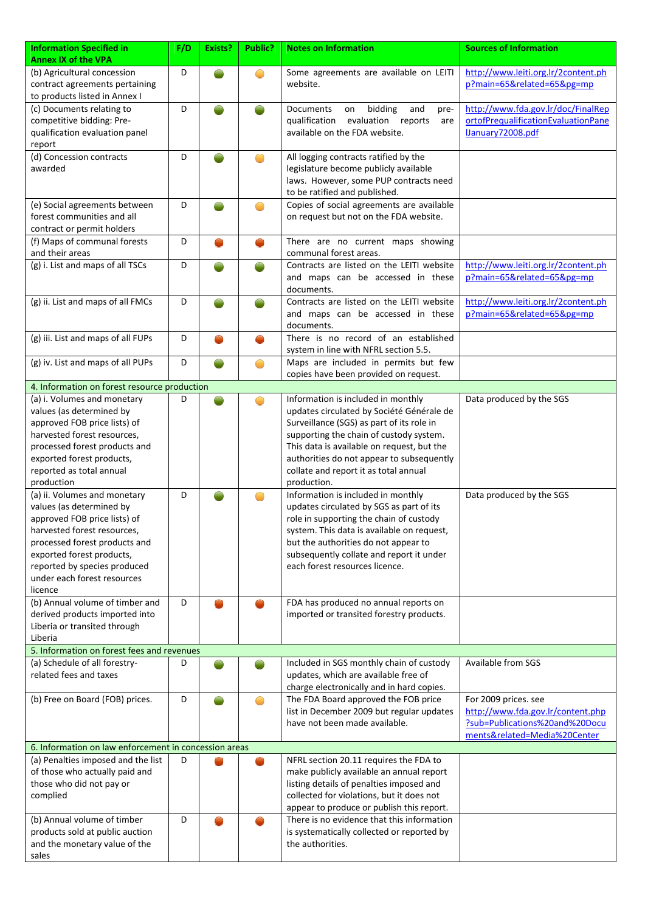| Information Specified in Annex IX of the VPA | F/D | Exists? | Public? | Notes on Information | Sources of Information |
|---|---|---|---|---|---|
| (b) Agricultural concession contract agreements pertaining to products listed in Annex I | D | Green | Amber | Some agreements are available on LEITI website. | http://www.leiti.org.lr/2content.php?main=65&related=65&pg=mp |
| (c) Documents relating to competitive bidding: Pre-qualification evaluation panel report | D | Green | Green | Documents on bidding and pre-qualification evaluation reports are available on the FDA website. | http://www.fda.gov.lr/doc/FinalReportofPrequalificationEvaluationPanelJanuary72008.pdf |
| (d) Concession contracts awarded | D | Green | Amber | All logging contracts ratified by the legislature become publicly available laws. However, some PUP contracts need to be ratified and published. | |
| (e) Social agreements between forest communities and all contract or permit holders | D | Green | Amber | Copies of social agreements are available on request but not on the FDA website. | |
| (f) Maps of communal forests and their areas | D | Red | Red | There are no current maps showing communal forest areas. | |
| (g) i. List and maps of all TSCs | D | Green | Green | Contracts are listed on the LEITI website and maps can be accessed in these documents. | http://www.leiti.org.lr/2content.php?main=65&related=65&pg=mp |
| (g) ii. List and maps of all FMCs | D | Green | Green | Contracts are listed on the LEITI website and maps can be accessed in these documents. | http://www.leiti.org.lr/2content.php?main=65&related=65&pg=mp |
| (g) iii. List and maps of all FUPs | D | Red | Red | There is no record of an established system in line with NFRL section 5.5. | |
| (g) iv. List and maps of all PUPs | D | Green | Amber | Maps are included in permits but few copies have been provided on request. | |
| 4. Information on forest resource production | | | | | |
| (a) i. Volumes and monetary values (as determined by approved FOB price lists) of harvested forest resources, processed forest products and exported forest products, reported as total annual production | D | Green | Amber | Information is included in monthly updates circulated by Société Générale de Surveillance (SGS) as part of its role in supporting the chain of custody system. This data is available on request, but the authorities do not appear to subsequently collate and report it as total annual production. | Data produced by the SGS |
| (a) ii. Volumes and monetary values (as determined by approved FOB price lists) of harvested forest resources, processed forest products and exported forest products, reported by species produced under each forest resources licence | D | Green | Amber | Information is included in monthly updates circulated by SGS as part of its role in supporting the chain of custody system. This data is available on request, but the authorities do not appear to subsequently collate and report it under each forest resources licence. | Data produced by the SGS |
| (b) Annual volume of timber and derived products imported into Liberia or transited through Liberia | D | Red | Red | FDA has produced no annual reports on imported or transited forestry products. | |
| 5. Information on forest fees and revenues | | | | | |
| (a) Schedule of all forestry-related fees and taxes | D | Green | Green | Included in SGS monthly chain of custody updates, which are available free of charge electronically and in hard copies. | Available from SGS |
| (b) Free on Board (FOB) prices. | D | Green | Amber | The FDA Board approved the FOB price list in December 2009 but regular updates have not been made available. | For 2009 prices. see http://www.fda.gov.lr/content.php?sub=Publications%20and%20Documents&related=Media%20Center |
| 6. Information on law enforcement in concession areas | | | | | |
| (a) Penalties imposed and the list of those who actually paid and those who did not pay or complied | D | Red | Red | NFRL section 20.11 requires the FDA to make publicly available an annual report listing details of penalties imposed and collected for violations, but it does not appear to produce or publish this report. | |
| (b) Annual volume of timber products sold at public auction and the monetary value of the sales | D | Red | Red | There is no evidence that this information is systematically collected or reported by the authorities. | |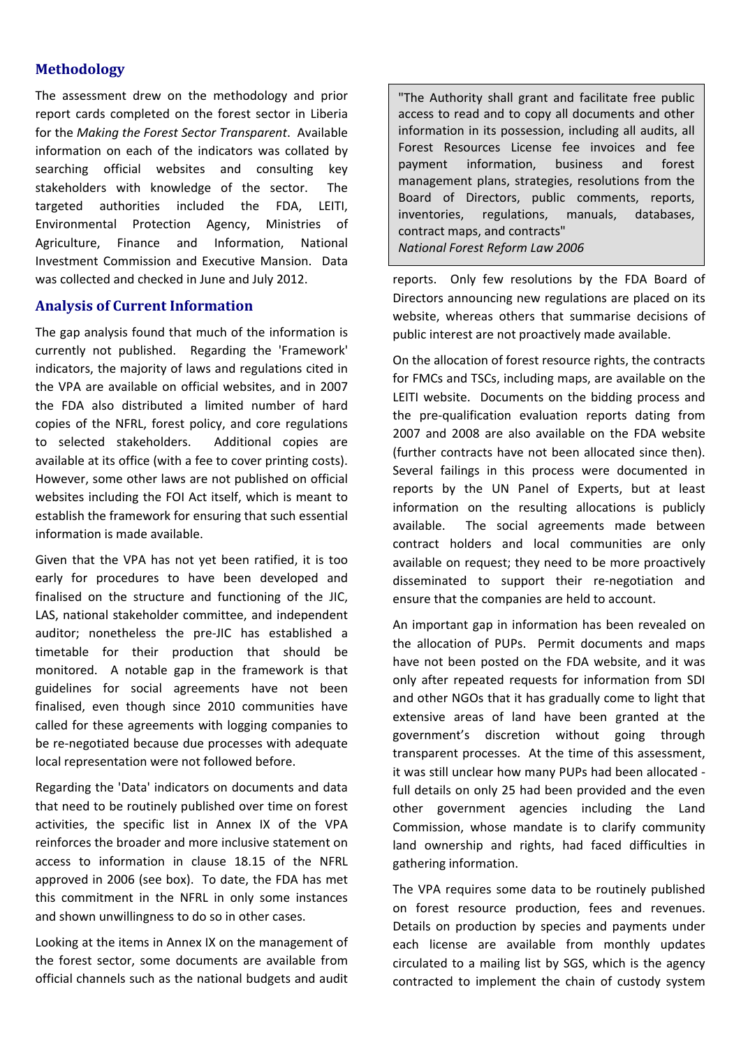## Methodology

The assessment drew on the methodology and prior report cards completed on the forest sector in Liberia for the *Making the Forest Sector Transparent*. Available information on each of the indicators was collated by searching official websites and consulting key stakeholders with knowledge of the sector. The targeted authorities included the FDA, LEITI, Environmental Protection Agency, Ministries of Agriculture, Finance and Information, National Investment Commission and Executive Mansion. Data was collected and checked in June and July 2012.

## Analysis of Current Information

The gap analysis found that much of the information is currently not published. Regarding the 'Framework' indicators, the majority of laws and regulations cited in the VPA are available on official websites, and in 2007 the FDA also distributed a limited number of hard copies of the NFRL, forest policy, and core regulations to selected stakeholders. Additional copies are available at its office (with a fee to cover printing costs). However, some other laws are not published on official websites including the FOI Act itself, which is meant to establish the framework for ensuring that such essential information is made available.

Given that the VPA has not yet been ratified, it is too early for procedures to have been developed and finalised on the structure and functioning of the JIC, LAS, national stakeholder committee, and independent auditor; nonetheless the pre-JIC has established a timetable for their production that should be monitored. A notable gap in the framework is that guidelines for social agreements have not been finalised, even though since 2010 communities have called for these agreements with logging companies to be re-negotiated because due processes with adequate local representation were not followed before.

Regarding the 'Data' indicators on documents and data that need to be routinely published over time on forest activities, the specific list in Annex IX of the VPA reinforces the broader and more inclusive statement on access to information in clause 18.15 of the NFRL approved in 2006 (see box). To date, the FDA has met this commitment in the NFRL in only some instances and shown unwillingness to do so in other cases.

Looking at the items in Annex IX on the management of the forest sector, some documents are available from official channels such as the national budgets and audit reports. Only few resolutions by the FDA Board of Directors announcing new regulations are placed on its website, whereas others that summarise decisions of public interest are not proactively made available.

> "The Authority shall grant and facilitate free public access to read and to copy all documents and other information in its possession, including all audits, all Forest Resources License fee invoices and fee payment information, business and forest management plans, strategies, resolutions from the Board of Directors, public comments, reports, inventories, regulations, manuals, databases, contract maps, and contracts"
> *National Forest Reform Law 2006*

On the allocation of forest resource rights, the contracts for FMCs and TSCs, including maps, are available on the LEITI website. Documents on the bidding process and the pre-qualification evaluation reports dating from 2007 and 2008 are also available on the FDA website (further contracts have not been allocated since then). Several failings in this process were documented in reports by the UN Panel of Experts, but at least information on the resulting allocations is publicly available. The social agreements made between contract holders and local communities are only available on request; they need to be more proactively disseminated to support their re-negotiation and ensure that the companies are held to account.

An important gap in information has been revealed on the allocation of PUPs. Permit documents and maps have not been posted on the FDA website, and it was only after repeated requests for information from SDI and other NGOs that it has gradually come to light that extensive areas of land have been granted at the government's discretion without going through transparent processes. At the time of this assessment, it was still unclear how many PUPs had been allocated - full details on only 25 had been provided and the even other government agencies including the Land Commission, whose mandate is to clarify community land ownership and rights, had faced difficulties in gathering information.

The VPA requires some data to be routinely published on forest resource production, fees and revenues. Details on production by species and payments under each license are available from monthly updates circulated to a mailing list by SGS, which is the agency contracted to implement the chain of custody system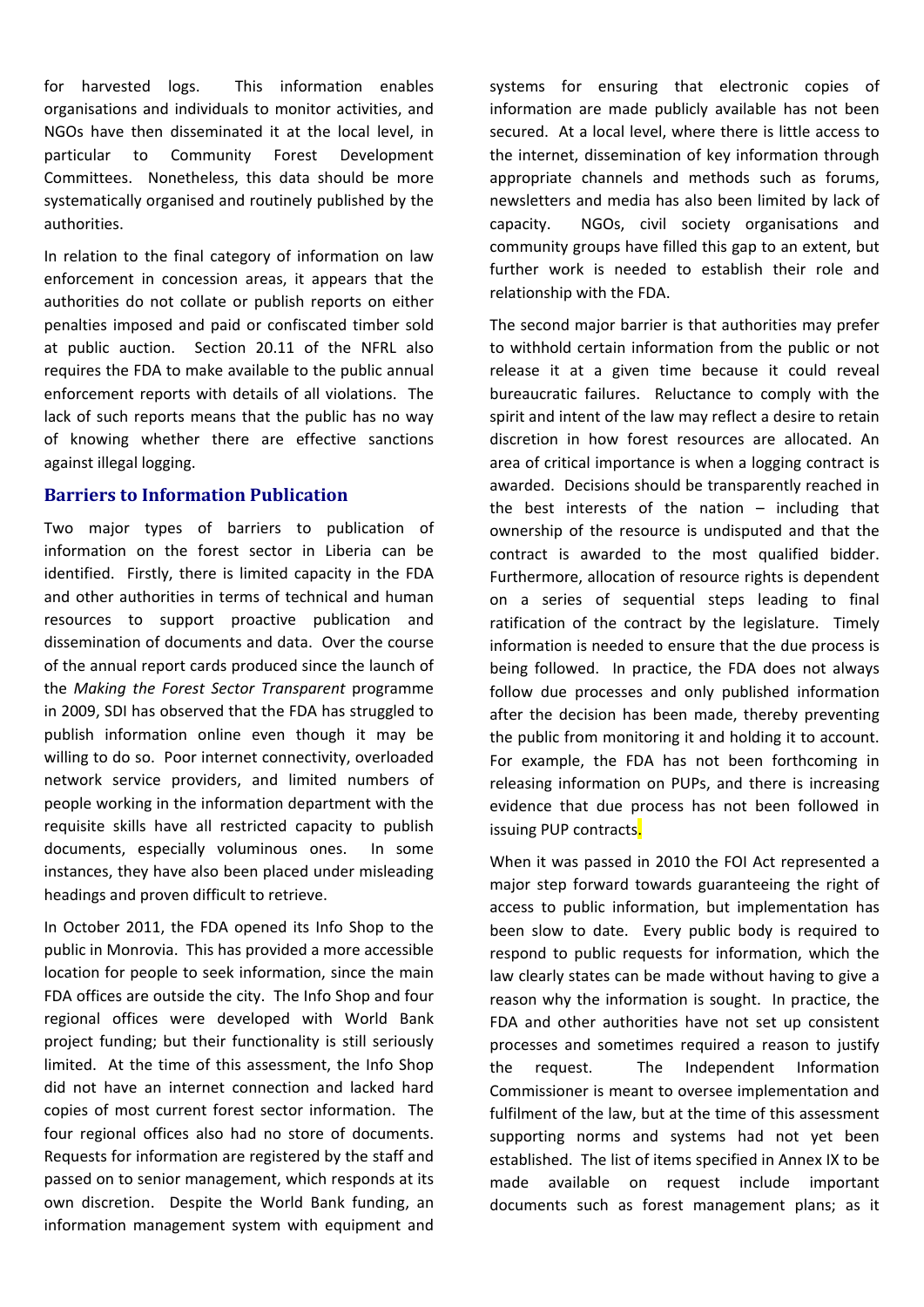for harvested logs. This information enables organisations and individuals to monitor activities, and NGOs have then disseminated it at the local level, in particular to Community Forest Development Committees. Nonetheless, this data should be more systematically organised and routinely published by the authorities.

In relation to the final category of information on law enforcement in concession areas, it appears that the authorities do not collate or publish reports on either penalties imposed and paid or confiscated timber sold at public auction. Section 20.11 of the NFRL also requires the FDA to make available to the public annual enforcement reports with details of all violations. The lack of such reports means that the public has no way of knowing whether there are effective sanctions against illegal logging.

## Barriers to Information Publication

Two major types of barriers to publication of information on the forest sector in Liberia can be identified. Firstly, there is limited capacity in the FDA and other authorities in terms of technical and human resources to support proactive publication and dissemination of documents and data. Over the course of the annual report cards produced since the launch of the *Making the Forest Sector Transparent* programme in 2009, SDI has observed that the FDA has struggled to publish information online even though it may be willing to do so. Poor internet connectivity, overloaded network service providers, and limited numbers of people working in the information department with the requisite skills have all restricted capacity to publish documents, especially voluminous ones. In some instances, they have also been placed under misleading headings and proven difficult to retrieve.

In October 2011, the FDA opened its Info Shop to the public in Monrovia. This has provided a more accessible location for people to seek information, since the main FDA offices are outside the city. The Info Shop and four regional offices were developed with World Bank project funding; but their functionality is still seriously limited. At the time of this assessment, the Info Shop did not have an internet connection and lacked hard copies of most current forest sector information. The four regional offices also had no store of documents. Requests for information are registered by the staff and passed on to senior management, which responds at its own discretion. Despite the World Bank funding, an information management system with equipment and systems for ensuring that electronic copies of information are made publicly available has not been secured. At a local level, where there is little access to the internet, dissemination of key information through appropriate channels and methods such as forums, newsletters and media has also been limited by lack of capacity. NGOs, civil society organisations and community groups have filled this gap to an extent, but further work is needed to establish their role and relationship with the FDA.

The second major barrier is that authorities may prefer to withhold certain information from the public or not release it at a given time because it could reveal bureaucratic failures. Reluctance to comply with the spirit and intent of the law may reflect a desire to retain discretion in how forest resources are allocated. An area of critical importance is when a logging contract is awarded. Decisions should be transparently reached in the best interests of the nation – including that ownership of the resource is undisputed and that the contract is awarded to the most qualified bidder. Furthermore, allocation of resource rights is dependent on a series of sequential steps leading to final ratification of the contract by the legislature. Timely information is needed to ensure that the due process is being followed. In practice, the FDA does not always follow due processes and only published information after the decision has been made, thereby preventing the public from monitoring it and holding it to account. For example, the FDA has not been forthcoming in releasing information on PUPs, and there is increasing evidence that due process has not been followed in issuing PUP contracts.

When it was passed in 2010 the FOI Act represented a major step forward towards guaranteeing the right of access to public information, but implementation has been slow to date. Every public body is required to respond to public requests for information, which the law clearly states can be made without having to give a reason why the information is sought. In practice, the FDA and other authorities have not set up consistent processes and sometimes required a reason to justify the request. The Independent Information Commissioner is meant to oversee implementation and fulfilment of the law, but at the time of this assessment supporting norms and systems had not yet been established. The list of items specified in Annex IX to be made available on request include important documents such as forest management plans; as it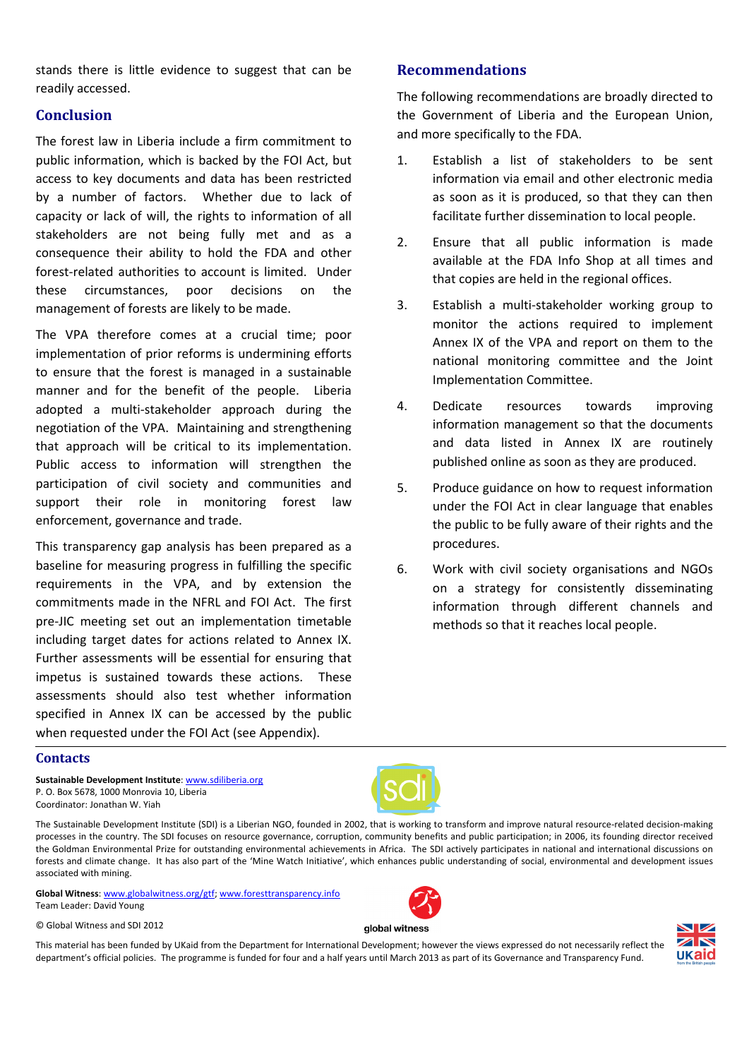stands there is little evidence to suggest that can be readily accessed.

## Conclusion

The forest law in Liberia include a firm commitment to public information, which is backed by the FOI Act, but access to key documents and data has been restricted by a number of factors. Whether due to lack of capacity or lack of will, the rights to information of all stakeholders are not being fully met and as a consequence their ability to hold the FDA and other forest-related authorities to account is limited. Under these circumstances, poor decisions on the management of forests are likely to be made.

The VPA therefore comes at a crucial time; poor implementation of prior reforms is undermining efforts to ensure that the forest is managed in a sustainable manner and for the benefit of the people. Liberia adopted a multi-stakeholder approach during the negotiation of the VPA. Maintaining and strengthening that approach will be critical to its implementation. Public access to information will strengthen the participation of civil society and communities and support their role in monitoring forest law enforcement, governance and trade.

This transparency gap analysis has been prepared as a baseline for measuring progress in fulfilling the specific requirements in the VPA, and by extension the commitments made in the NFRL and FOI Act. The first pre-JIC meeting set out an implementation timetable including target dates for actions related to Annex IX. Further assessments will be essential for ensuring that impetus is sustained towards these actions. These assessments should also test whether information specified in Annex IX can be accessed by the public when requested under the FOI Act (see Appendix).

## Recommendations

The following recommendations are broadly directed to the Government of Liberia and the European Union, and more specifically to the FDA.

1. Establish a list of stakeholders to be sent information via email and other electronic media as soon as it is produced, so that they can then facilitate further dissemination to local people.
2. Ensure that all public information is made available at the FDA Info Shop at all times and that copies are held in the regional offices.
3. Establish a multi-stakeholder working group to monitor the actions required to implement Annex IX of the VPA and report on them to the national monitoring committee and the Joint Implementation Committee.
4. Dedicate resources towards improving information management so that the documents and data listed in Annex IX are routinely published online as soon as they are produced.
5. Produce guidance on how to request information under the FOI Act in clear language that enables the public to be fully aware of their rights and the procedures.
6. Work with civil society organisations and NGOs on a strategy for consistently disseminating information through different channels and methods so that it reaches local people.

## Contacts

**Sustainable Development Institute**: www.sdiliberia.org
P. O. Box 5678, 1000 Monrovia 10, Liberia
Coordinator: Jonathan W. Yiah

The Sustainable Development Institute (SDI) is a Liberian NGO, founded in 2002, that is working to transform and improve natural resource-related decision-making processes in the country. The SDI focuses on resource governance, corruption, community benefits and public participation; in 2006, its founding director received the Goldman Environmental Prize for outstanding environmental achievements in Africa. The SDI actively participates in national and international discussions on forests and climate change. It has also part of the 'Mine Watch Initiative', which enhances public understanding of social, environmental and development issues associated with mining.

**Global Witness**: www.globalwitness.org/gtf; www.foresttransparency.info
Team Leader: David Young

© Global Witness and SDI 2012

This material has been funded by UKaid from the Department for International Development; however the views expressed do not necessarily reflect the department's official policies. The programme is funded for four and a half years until March 2013 as part of its Governance and Transparency Fund.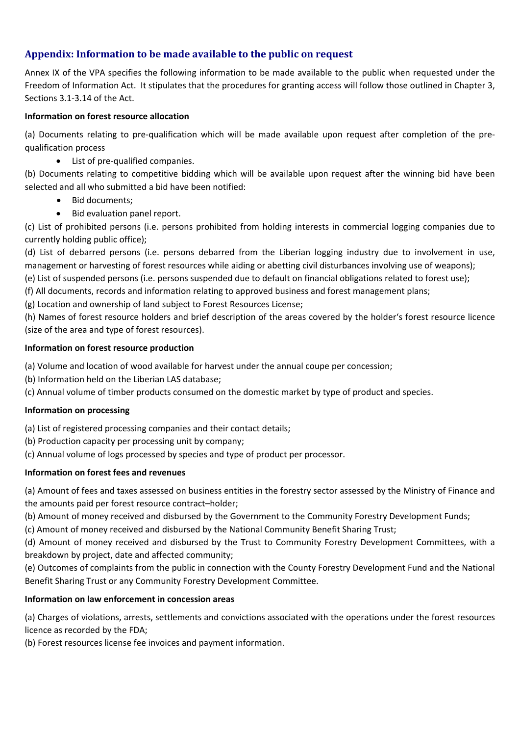## Appendix: Information to be made available to the public on request

Annex IX of the VPA specifies the following information to be made available to the public when requested under the Freedom of Information Act. It stipulates that the procedures for granting access will follow those outlined in Chapter 3, Sections 3.1-3.14 of the Act.

**Information on forest resource allocation**

(a) Documents relating to pre-qualification which will be made available upon request after completion of the pre-qualification process

- List of pre-qualified companies.

(b) Documents relating to competitive bidding which will be available upon request after the winning bid have been selected and all who submitted a bid have been notified:

- Bid documents;
- Bid evaluation panel report.

(c) List of prohibited persons (i.e. persons prohibited from holding interests in commercial logging companies due to currently holding public office);

(d) List of debarred persons (i.e. persons debarred from the Liberian logging industry due to involvement in use, management or harvesting of forest resources while aiding or abetting civil disturbances involving use of weapons);

(e) List of suspended persons (i.e. persons suspended due to default on financial obligations related to forest use);

(f) All documents, records and information relating to approved business and forest management plans;

(g) Location and ownership of land subject to Forest Resources License;

(h) Names of forest resource holders and brief description of the areas covered by the holder's forest resource licence (size of the area and type of forest resources).

**Information on forest resource production**

(a) Volume and location of wood available for harvest under the annual coupe per concession;

(b) Information held on the Liberian LAS database;

(c) Annual volume of timber products consumed on the domestic market by type of product and species.

**Information on processing**

(a) List of registered processing companies and their contact details;

(b) Production capacity per processing unit by company;

(c) Annual volume of logs processed by species and type of product per processor.

**Information on forest fees and revenues**

(a) Amount of fees and taxes assessed on business entities in the forestry sector assessed by the Ministry of Finance and the amounts paid per forest resource contract–holder;

(b) Amount of money received and disbursed by the Government to the Community Forestry Development Funds;

(c) Amount of money received and disbursed by the National Community Benefit Sharing Trust;

(d) Amount of money received and disbursed by the Trust to Community Forestry Development Committees, with a breakdown by project, date and affected community;

(e) Outcomes of complaints from the public in connection with the County Forestry Development Fund and the National Benefit Sharing Trust or any Community Forestry Development Committee.

**Information on law enforcement in concession areas**

(a) Charges of violations, arrests, settlements and convictions associated with the operations under the forest resources licence as recorded by the FDA;

(b) Forest resources license fee invoices and payment information.